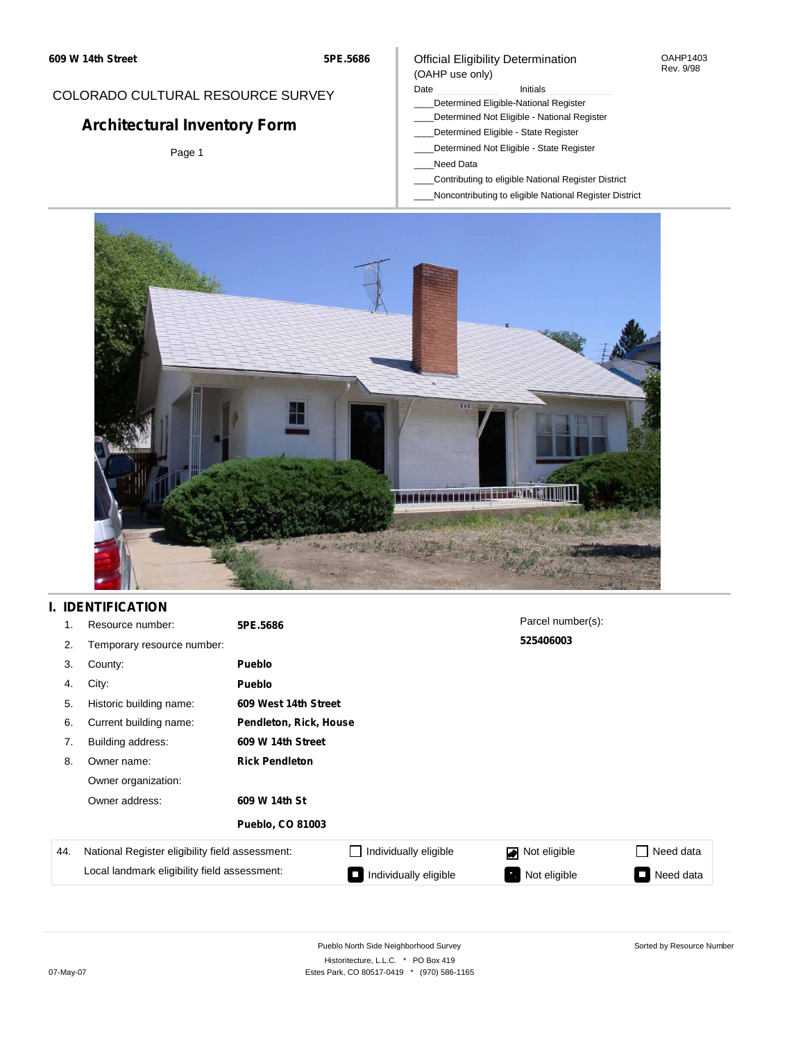609 W 14th Street 5PE.5686

COLORADO CULTURAL RESOURCE SURVEY

# Architectural Inventory Form

Official Eligibility Determination
(OAHP use only)

OAHP1403
Rev. 9/98

Date ____________ Initials ____________

____Determined Eligible-National Register
____Determined Not Eligible - National Register
____Determined Eligible - State Register
____Determined Not Eligible - State Register
____Need Data
____Contributing to eligible National Register District
____Noncontributing to eligible National Register District

## I. IDENTIFICATION

1. Resource number: **5PE.5686**
2. Temporary resource number:
3. County: **Pueblo**
4. City: **Pueblo**
5. Historic building name: **609 West 14th Street**
6. Current building name: **Pendleton, Rick, House**
7. Building address: **609 W 14th Street**
8. Owner name: **Rick Pendleton**

   Owner organization:

   Owner address: **609 W 14th St**

   **Pueblo, CO 81003**

Parcel number(s): **525406003**

| 44. | | | | |
|---|---|---|---|---|
| National Register eligibility field assessment: | ☐ Individually eligible | ☑ Not eligible | ☐ Need data |
| Local landmark eligibility field assessment: | ■ Individually eligible | ■ Not eligible | ■ Need data |

Pueblo North Side Neighborhood Survey
Historitecture, L.L.C. * PO Box 419
Estes Park, CO 80517-0419 * (970) 586-1165

Sorted by Resource Number

07-May-07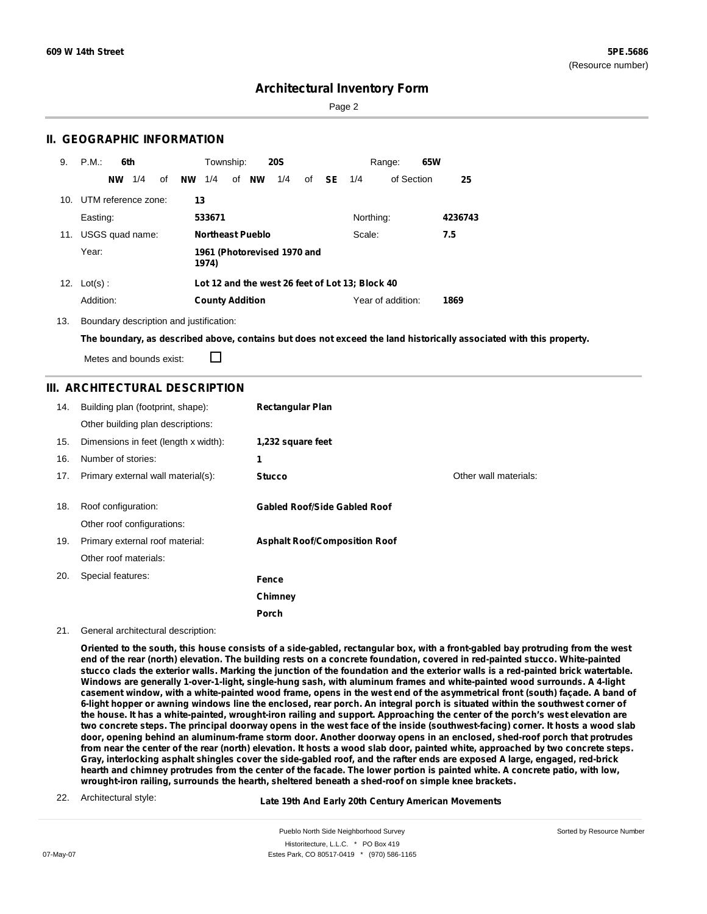# Architectural Inventory Form

## II. GEOGRAPHIC INFORMATION

9. P.M.: **6th** Township: **20S** Range: **65W**
   **NW** 1/4 of **NW** 1/4 of **NW** 1/4 of **SE** 1/4 of Section **25**

10. UTM reference zone: **13**
    Easting: **533671** Northing: **4236743**

11. USGS quad name: **Northeast Pueblo** Scale: **7.5**
    Year: **1961 (Photorevised 1970 and 1974)**

12. Lot(s): **Lot 12 and the west 26 feet of Lot 13; Block 40**
    Addition: **County Addition** Year of addition: **1869**

13. Boundary description and justification:
    **The boundary, as described above, contains but does not exceed the land historically associated with this property.**

    Metes and bounds exist: ☐

## III. ARCHITECTURAL DESCRIPTION

14. Building plan (footprint, shape): **Rectangular Plan**
    Other building plan descriptions:
15. Dimensions in feet (length x width): **1,232 square feet**
16. Number of stories: **1**
17. Primary external wall material(s): **Stucco** Other wall materials:
18. Roof configuration: **Gabled Roof/Side Gabled Roof**
    Other roof configurations:
19. Primary external roof material: **Asphalt Roof/Composition Roof**
    Other roof materials:
20. Special features: **Fence**
    **Chimney**
    **Porch**
21. General architectural description:

**Oriented to the south, this house consists of a side-gabled, rectangular box, with a front-gabled bay protruding from the west end of the rear (north) elevation. The building rests on a concrete foundation, covered in red-painted stucco. White-painted stucco clads the exterior walls. Marking the junction of the foundation and the exterior walls is a red-painted brick watertable. Windows are generally 1-over-1-light, single-hung sash, with aluminum frames and white-painted wood surrounds. A 4-light casement window, with a white-painted wood frame, opens in the west end of the asymmetrical front (south) façade. A band of 6-light hopper or awning windows line the enclosed, rear porch. An integral porch is situated within the southwest corner of the house. It has a white-painted, wrought-iron railing and support. Approaching the center of the porch's west elevation are two concrete steps. The principal doorway opens in the west face of the inside (southwest-facing) corner. It hosts a wood slab door, opening behind an aluminum-frame storm door. Another doorway opens in an enclosed, shed-roof porch that protrudes from near the center of the rear (north) elevation. It hosts a wood slab door, painted white, approached by two concrete steps. Gray, interlocking asphalt shingles cover the side-gabled roof, and the rafter ends are exposed A large, engaged, red-brick hearth and chimney protrudes from the center of the facade. The lower portion is painted white. A concrete patio, with low, wrought-iron railing, surrounds the hearth, sheltered beneath a shed-roof on simple knee brackets.**

22. Architectural style: **Late 19th And Early 20th Century American Movements**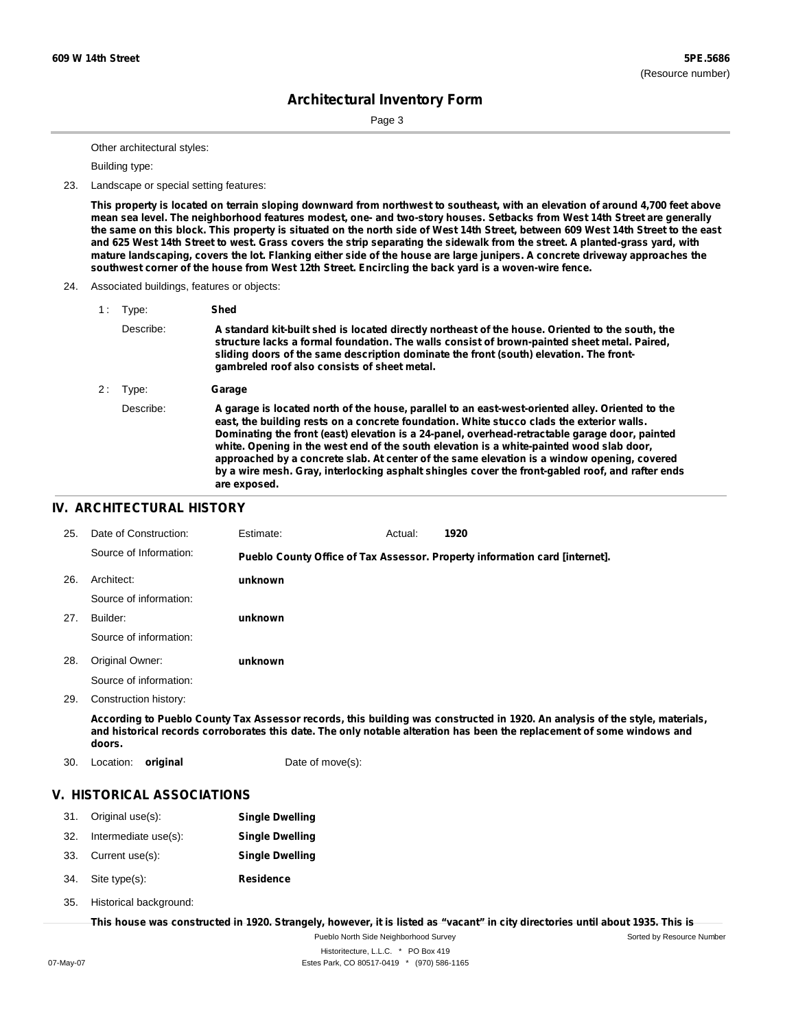Other architectural styles:

Building type:

23. Landscape or special setting features:

**This property is located on terrain sloping downward from northwest to southeast, with an elevation of around 4,700 feet above mean sea level. The neighborhood features modest, one- and two-story houses. Setbacks from West 14th Street are generally the same on this block. This property is situated on the north side of West 14th Street, between 609 West 14th Street to the east and 625 West 14th Street to west. Grass covers the strip separating the sidewalk from the street. A planted-grass yard, with mature landscaping, covers the lot. Flanking either side of the house are large junipers. A concrete driveway approaches the southwest corner of the house from West 12th Street. Encircling the back yard is a woven-wire fence.**

24. Associated buildings, features or objects:

1 : Type: **Shed**

Describe: **A standard kit-built shed is located directly northeast of the house. Oriented to the south, the structure lacks a formal foundation. The walls consist of brown-painted sheet metal. Paired, sliding doors of the same description dominate the front (south) elevation. The front-gambreled roof also consists of sheet metal.**

2 : Type: **Garage**

Describe: **A garage is located north of the house, parallel to an east-west-oriented alley. Oriented to the east, the building rests on a concrete foundation. White stucco clads the exterior walls. Dominating the front (east) elevation is a 24-panel, overhead-retractable garage door, painted white. Opening in the west end of the south elevation is a white-painted wood slab door, approached by a concrete slab. At center of the same elevation is a window opening, covered by a wire mesh. Gray, interlocking asphalt shingles cover the front-gabled roof, and rafter ends are exposed.**

## IV. ARCHITECTURAL HISTORY

25. Date of Construction: Estimate: Actual: **1920**

Source of Information: **Pueblo County Office of Tax Assessor. Property information card [internet].**

26. Architect: **unknown**

Source of information:

27. Builder: **unknown**

Source of information:

28. Original Owner: **unknown**

Source of information:

29. Construction history:

**According to Pueblo County Tax Assessor records, this building was constructed in 1920. An analysis of the style, materials, and historical records corroborates this date. The only notable alteration has been the replacement of some windows and doors.**

30. Location: **original** Date of move(s):

## V. HISTORICAL ASSOCIATIONS

31. Original use(s): **Single Dwelling**

32. Intermediate use(s): **Single Dwelling**

33. Current use(s): **Single Dwelling**

34. Site type(s): **Residence**

35. Historical background:

**This house was constructed in 1920. Strangely, however, it is listed as "vacant" in city directories until about 1935. This is**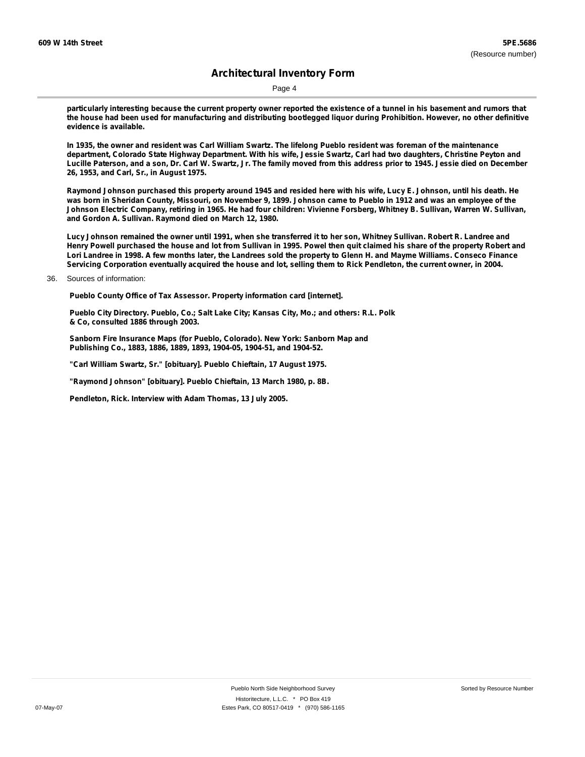**particularly interesting because the current property owner reported the existence of a tunnel in his basement and rumors that the house had been used for manufacturing and distributing bootlegged liquor during Prohibition. However, no other definitive evidence is available.**

**In 1935, the owner and resident was Carl William Swartz. The lifelong Pueblo resident was foreman of the maintenance department, Colorado State Highway Department. With his wife, Jessie Swartz, Carl had two daughters, Christine Peyton and Lucille Paterson, and a son, Dr. Carl W. Swartz, Jr. The family moved from this address prior to 1945. Jessie died on December 26, 1953, and Carl, Sr., in August 1975.**

**Raymond Johnson purchased this property around 1945 and resided here with his wife, Lucy E. Johnson, until his death. He was born in Sheridan County, Missouri, on November 9, 1899. Johnson came to Pueblo in 1912 and was an employee of the Johnson Electric Company, retiring in 1965. He had four children: Vivienne Forsberg, Whitney B. Sullivan, Warren W. Sullivan, and Gordon A. Sullivan. Raymond died on March 12, 1980.**

**Lucy Johnson remained the owner until 1991, when she transferred it to her son, Whitney Sullivan. Robert R. Landree and Henry Powell purchased the house and lot from Sullivan in 1995. Powel then quit claimed his share of the property Robert and Lori Landree in 1998. A few months later, the Landrees sold the property to Glenn H. and Mayme Williams. Conseco Finance Servicing Corporation eventually acquired the house and lot, selling them to Rick Pendleton, the current owner, in 2004.**

36. Sources of information:

**Pueblo County Office of Tax Assessor. Property information card [internet].**

**Pueblo City Directory. Pueblo, Co.; Salt Lake City; Kansas City, Mo.; and others: R.L. Polk & Co, consulted 1886 through 2003.**

**Sanborn Fire Insurance Maps (for Pueblo, Colorado). New York: Sanborn Map and Publishing Co., 1883, 1886, 1889, 1893, 1904-05, 1904-51, and 1904-52.**

**"Carl William Swartz, Sr." [obituary]. Pueblo Chieftain, 17 August 1975.**

**"Raymond Johnson" [obituary]. Pueblo Chieftain, 13 March 1980, p. 8B.**

**Pendleton, Rick. Interview with Adam Thomas, 13 July 2005.**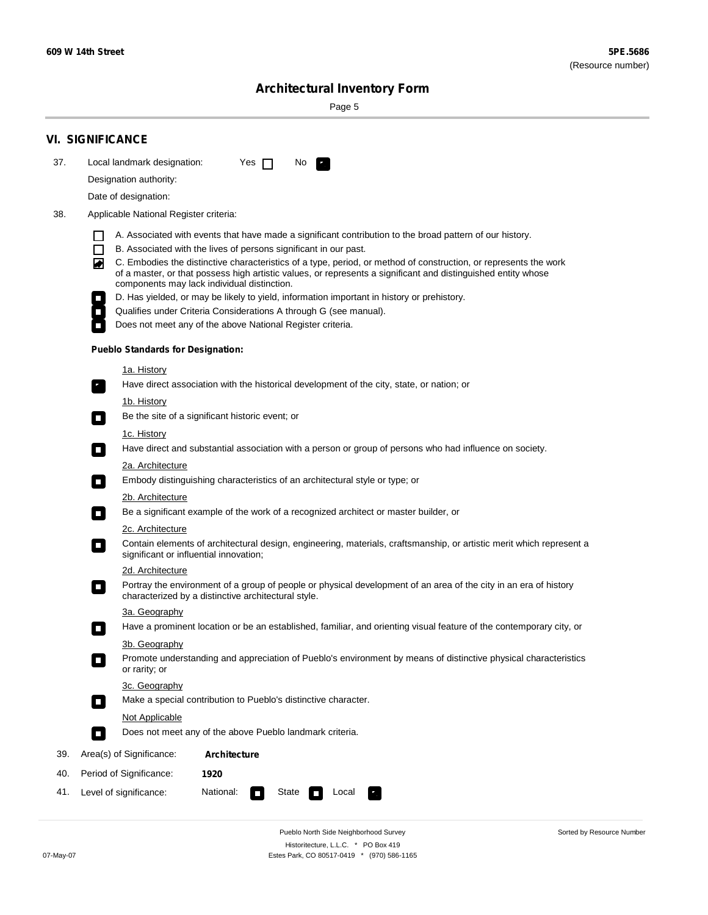## VI. SIGNIFICANCE

37. Local landmark designation: Yes ☐ No ☑

Designation authority:

Date of designation:

38. Applicable National Register criteria:

- ☐ A. Associated with events that have made a significant contribution to the broad pattern of our history.
- ☐ B. Associated with the lives of persons significant in our past.
- ☑ C. Embodies the distinctive characteristics of a type, period, or method of construction, or represents the work of a master, or that possess high artistic values, or represents a significant and distinguished entity whose components may lack individual distinction.
- ☐ D. Has yielded, or may be likely to yield, information important in history or prehistory.
- ☐ Qualifies under Criteria Considerations A through G (see manual).
- ☐ Does not meet any of the above National Register criteria.

**Pueblo Standards for Designation:**

1a. History

- ☑ Have direct association with the historical development of the city, state, or nation; or

1b. History

- ☐ Be the site of a significant historic event; or

1c. History

- ☐ Have direct and substantial association with a person or group of persons who had influence on society.

2a. Architecture

- ☐ Embody distinguishing characteristics of an architectural style or type; or

2b. Architecture

- ☐ Be a significant example of the work of a recognized architect or master builder, or

2c. Architecture

- ☐ Contain elements of architectural design, engineering, materials, craftsmanship, or artistic merit which represent a significant or influential innovation;

2d. Architecture

- ☐ Portray the environment of a group of people or physical development of an area of the city in an era of history characterized by a distinctive architectural style.

3a. Geography

- ☐ Have a prominent location or be an established, familiar, and orienting visual feature of the contemporary city, or

3b. Geography

- ☐ Promote understanding and appreciation of Pueblo's environment by means of distinctive physical characteristics or rarity; or

3c. Geography

- ☐ Make a special contribution to Pueblo's distinctive character.

Not Applicable

- ☐ Does not meet any of the above Pueblo landmark criteria.

39. Area(s) of Significance: **Architecture**

40. Period of Significance: **1920**

41. Level of significance: National: ☐ State ☐ Local ☑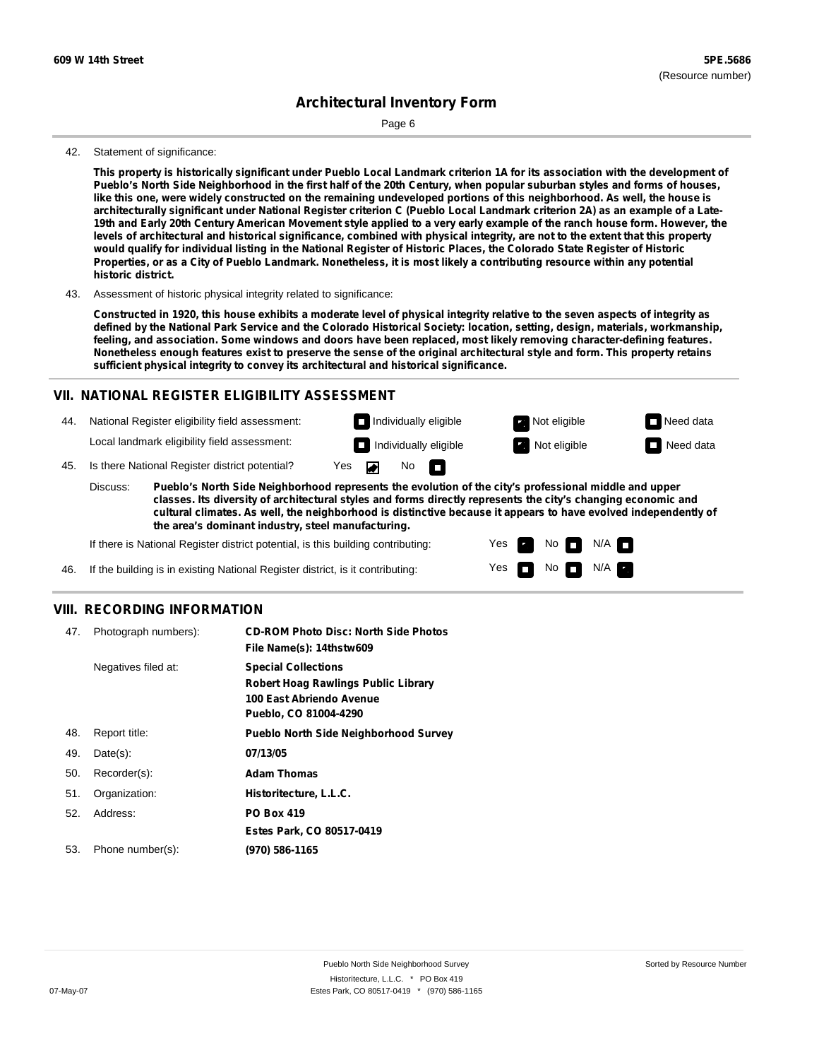**609 W 14th Street** | **5PE.5686** (Resource number)

# Architectural Inventory Form

42. Statement of significance:

**This property is historically significant under Pueblo Local Landmark criterion 1A for its association with the development of Pueblo's North Side Neighborhood in the first half of the 20th Century, when popular suburban styles and forms of houses, like this one, were widely constructed on the remaining undeveloped portions of this neighborhood. As well, the house is architecturally significant under National Register criterion C (Pueblo Local Landmark criterion 2A) as an example of a Late-19th and Early 20th Century American Movement style applied to a very early example of the ranch house form. However, the levels of architectural and historical significance, combined with physical integrity, are not to the extent that this property would qualify for individual listing in the National Register of Historic Places, the Colorado State Register of Historic Properties, or as a City of Pueblo Landmark. Nonetheless, it is most likely a contributing resource within any potential historic district.**

43. Assessment of historic physical integrity related to significance:

**Constructed in 1920, this house exhibits a moderate level of physical integrity relative to the seven aspects of integrity as defined by the National Park Service and the Colorado Historical Society: location, setting, design, materials, workmanship, feeling, and association. Some windows and doors have been replaced, most likely removing character-defining features. Nonetheless enough features exist to preserve the sense of the original architectural style and form. This property retains sufficient physical integrity to convey its architectural and historical significance.**

## VII. NATIONAL REGISTER ELIGIBILITY ASSESSMENT

44. National Register eligibility field assessment: ☐ Individually eligible ☒ Not eligible ☐ Need data

Local landmark eligibility field assessment: ☐ Individually eligible ☒ Not eligible ☐ Need data

45. Is there National Register district potential? Yes ☒ No ☐

Discuss: **Pueblo's North Side Neighborhood represents the evolution of the city's professional middle and upper classes. Its diversity of architectural styles and forms directly represents the city's changing economic and cultural climates. As well, the neighborhood is distinctive because it appears to have evolved independently of the area's dominant industry, steel manufacturing.**

If there is National Register district potential, is this building contributing: Yes ☒ No ☐ N/A ☐

46. If the building is in existing National Register district, is it contributing: Yes ☐ No ☐ N/A ☒

## VIII. RECORDING INFORMATION

47. Photograph numbers): **CD-ROM Photo Disc: North Side Photos**
**File Name(s): 14thstw609**

Negatives filed at: **Special Collections**
**Robert Hoag Rawlings Public Library**
**100 East Abriendo Avenue**
**Pueblo, CO 81004-4290**

48. Report title: **Pueblo North Side Neighborhood Survey**

49. Date(s): **07/13/05**

50. Recorder(s): **Adam Thomas**

51. Organization: **Historitecture, L.L.C.**

52. Address: **PO Box 419**
**Estes Park, CO 80517-0419**

53. Phone number(s): **(970) 586-1165**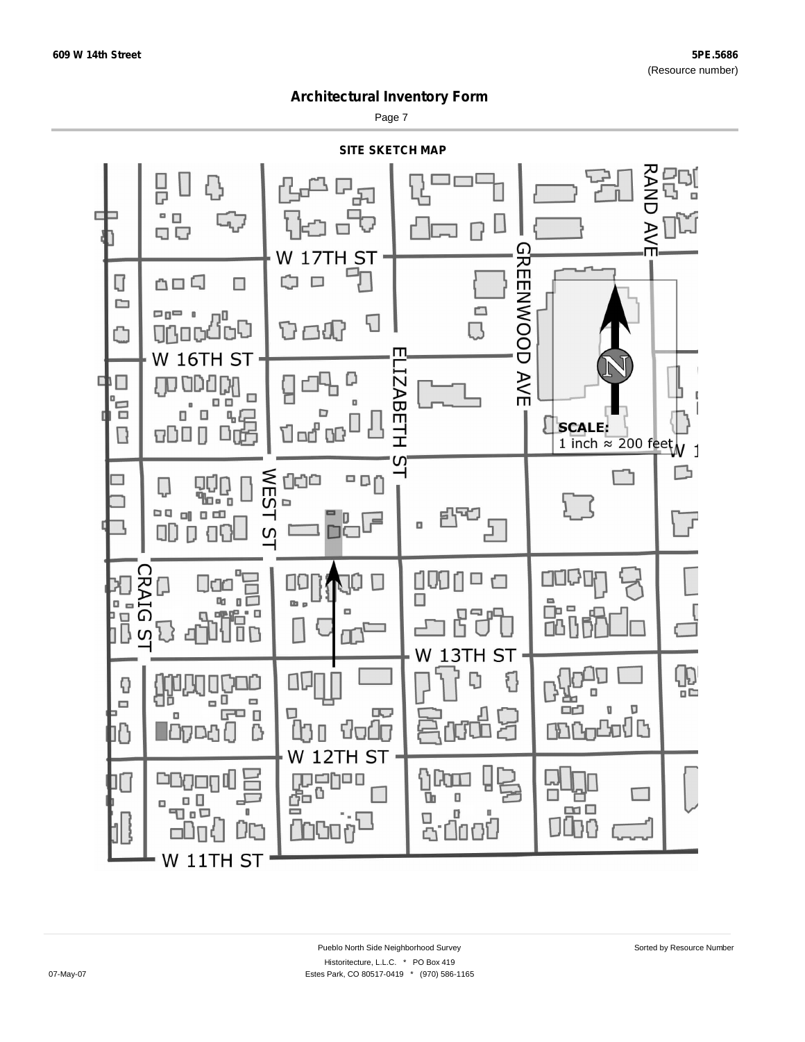## SITE SKETCH MAP

W 17TH ST

W 16TH ST

W 13TH ST

W 12TH ST

W 11TH ST

CRAIG ST

WEST ST

ELIZABETH ST

GREENWOOD AVE

RAND AVE

**SCALE:**
1 inch ≈ 200 feet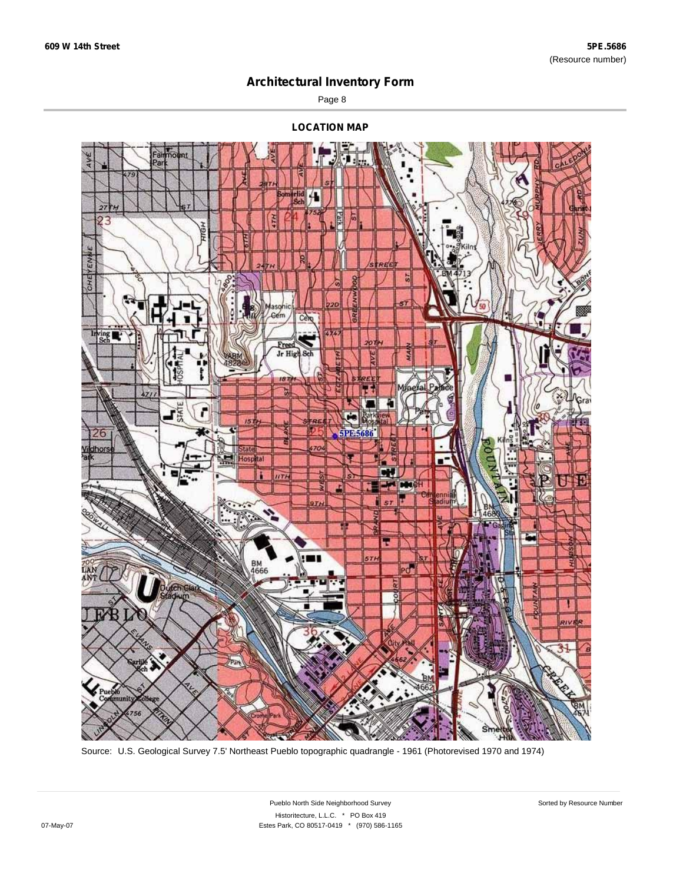# Architectural Inventory Form

## LOCATION MAP

Source: U.S. Geological Survey 7.5' Northeast Pueblo topographic quadrangle - 1961 (Photorevised 1970 and 1974)